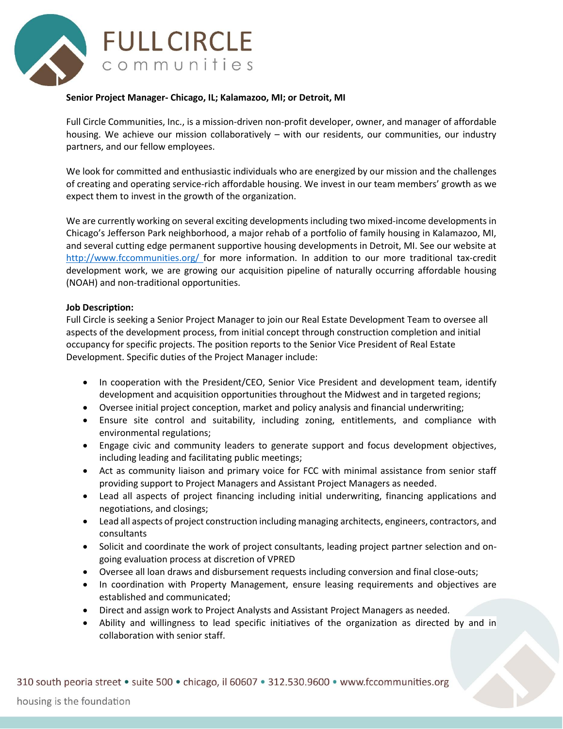**Senior Project Manager- Chicago, IL; Kalamazoo, MI; or Detroit, MI**

Full Circle Communities, Inc., is a mission-driven non-profit developer, owner, and manager of affordable housing. We achieve our mission collaboratively – with our residents, our communities, our industry partners, and our fellow employees.

We look for committed and enthusiastic individuals who are energized by our mission and the challenges of creating and operating service-rich affordable housing. We invest in our team members' growth as we expect them to invest in the growth of the organization.

We are currently working on several exciting developments including two mixed-income developments in Chicago's Jefferson Park neighborhood, a major rehab of a portfolio of family housing in Kalamazoo, MI, and several cutting edge permanent supportive housing developments in Detroit, MI. See our website at http://www.fccommunities.org/ for more information. In addition to our more traditional tax-credit development work, we are growing our acquisition pipeline of naturally occurring affordable housing (NOAH) and non-traditional opportunities.

**Job Description:**

Full Circle is seeking a Senior Project Manager to join our Real Estate Development Team to oversee all aspects of the development process, from initial concept through construction completion and initial occupancy for specific projects. The position reports to the Senior Vice President of Real Estate Development. Specific duties of the Project Manager include:

- In cooperation with the President/CEO, Senior Vice President and development team, identify development and acquisition opportunities throughout the Midwest and in targeted regions;
- Oversee initial project conception, market and policy analysis and financial underwriting;
- Ensure site control and suitability, including zoning, entitlements, and compliance with environmental regulations;
- Engage civic and community leaders to generate support and focus development objectives, including leading and facilitating public meetings;
- Act as community liaison and primary voice for FCC with minimal assistance from senior staff providing support to Project Managers and Assistant Project Managers as needed.
- Lead all aspects of project financing including initial underwriting, financing applications and negotiations, and closings;
- Lead all aspects of project construction including managing architects, engineers, contractors, and consultants
- Solicit and coordinate the work of project consultants, leading project partner selection and on-going evaluation process at discretion of VPRED
- Oversee all loan draws and disbursement requests including conversion and final close-outs;
- In coordination with Property Management, ensure leasing requirements and objectives are established and communicated;
- Direct and assign work to Project Analysts and Assistant Project Managers as needed.
- Ability and willingness to lead specific initiatives of the organization as directed by and in collaboration with senior staff.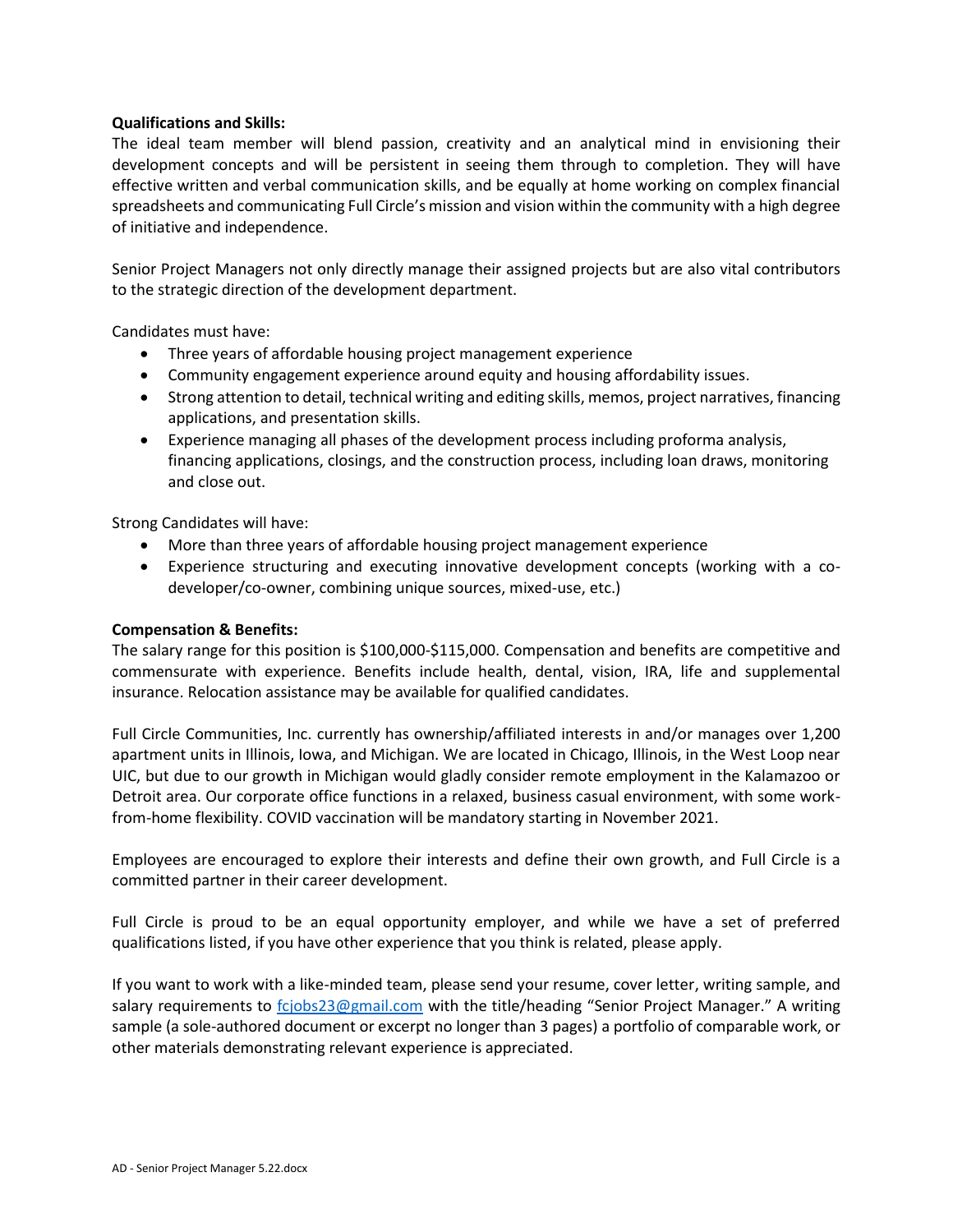**Qualifications and Skills:**

The ideal team member will blend passion, creativity and an analytical mind in envisioning their development concepts and will be persistent in seeing them through to completion. They will have effective written and verbal communication skills, and be equally at home working on complex financial spreadsheets and communicating Full Circle's mission and vision within the community with a high degree of initiative and independence.

Senior Project Managers not only directly manage their assigned projects but are also vital contributors to the strategic direction of the development department.

Candidates must have:

- Three years of affordable housing project management experience
- Community engagement experience around equity and housing affordability issues.
- Strong attention to detail, technical writing and editing skills, memos, project narratives, financing applications, and presentation skills.
- Experience managing all phases of the development process including proforma analysis, financing applications, closings, and the construction process, including loan draws, monitoring and close out.

Strong Candidates will have:

- More than three years of affordable housing project management experience
- Experience structuring and executing innovative development concepts (working with a co-developer/co-owner, combining unique sources, mixed-use, etc.)

**Compensation & Benefits:**

The salary range for this position is $100,000-$115,000. Compensation and benefits are competitive and commensurate with experience. Benefits include health, dental, vision, IRA, life and supplemental insurance. Relocation assistance may be available for qualified candidates.

Full Circle Communities, Inc. currently has ownership/affiliated interests in and/or manages over 1,200 apartment units in Illinois, Iowa, and Michigan. We are located in Chicago, Illinois, in the West Loop near UIC, but due to our growth in Michigan would gladly consider remote employment in the Kalamazoo or Detroit area. Our corporate office functions in a relaxed, business casual environment, with some work-from-home flexibility. COVID vaccination will be mandatory starting in November 2021.

Employees are encouraged to explore their interests and define their own growth, and Full Circle is a committed partner in their career development.

Full Circle is proud to be an equal opportunity employer, and while we have a set of preferred qualifications listed, if you have other experience that you think is related, please apply.

If you want to work with a like-minded team, please send your resume, cover letter, writing sample, and salary requirements to fcjobs23@gmail.com with the title/heading "Senior Project Manager." A writing sample (a sole-authored document or excerpt no longer than 3 pages) a portfolio of comparable work, or other materials demonstrating relevant experience is appreciated.

AD - Senior Project Manager 5.22.docx